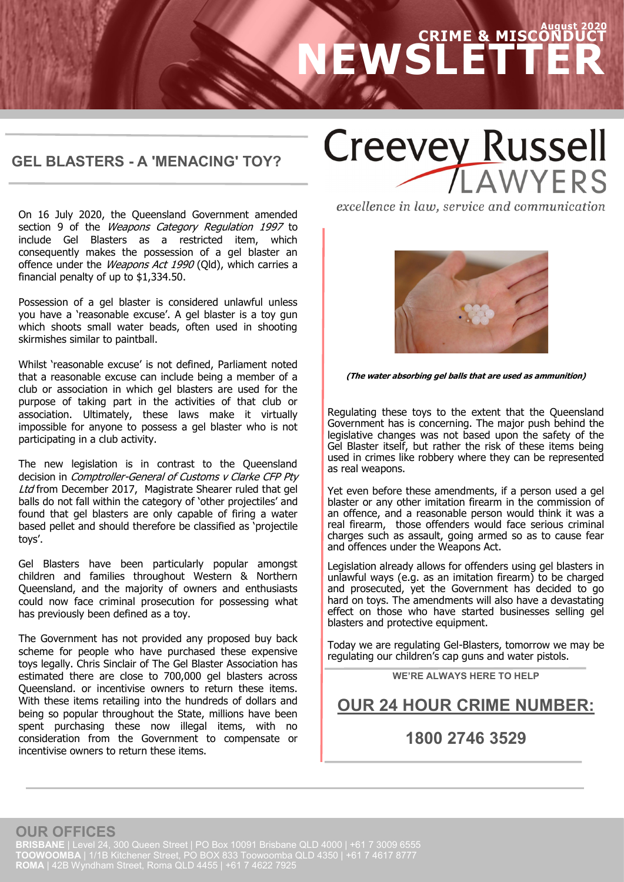# NEWSLETTER

## CRIME & MISCONDUCT

August 2020

Creevey Russell LAWYERS

*excellence in law, service and communication*

## GEL BLASTERS - A 'MENACING' TOY?

On 16 July 2020, the Queensland Government amended section 9 of the *Weapons Category Regulation 1997* to include Gel Blasters as a restricted item, which consequently makes the possession of a gel blaster an offence under the *Weapons Act 1990* (Qld), which carries a financial penalty of up to $1,334.50.

Possession of a gel blaster is considered unlawful unless you have a 'reasonable excuse'. A gel blaster is a toy gun which shoots small water beads, often used in shooting skirmishes similar to paintball.

Whilst 'reasonable excuse' is not defined, Parliament noted that a reasonable excuse can include being a member of a club or association in which gel blasters are used for the purpose of taking part in the activities of that club or association. Ultimately, these laws make it virtually impossible for anyone to possess a gel blaster who is not participating in a club activity.

The new legislation is in contrast to the Queensland decision in *Comptroller-General of Customs v Clarke CFP Pty Ltd* from December 2017, Magistrate Shearer ruled that gel balls do not fall within the category of 'other projectiles' and found that gel blasters are only capable of firing a water based pellet and should therefore be classified as 'projectile toys'.

Gel Blasters have been particularly popular amongst children and families throughout Western & Northern Queensland, and the majority of owners and enthusiasts could now face criminal prosecution for possessing what has previously been defined as a toy.

The Government has not provided any proposed buy back scheme for people who have purchased these expensive toys legally. Chris Sinclair of The Gel Blaster Association has estimated there are close to 700,000 gel blasters across Queensland. or incentivise owners to return these items. With these items retailing into the hundreds of dollars and being so popular throughout the State, millions have been spent purchasing these now illegal items, with no consideration from the Government to compensate or incentivise owners to return these items.

***(The water absorbing gel balls that are used as ammunition)***

Regulating these toys to the extent that the Queensland Government has is concerning. The major push behind the legislative changes was not based upon the safety of the Gel Blaster itself, but rather the risk of these items being used in crimes like robbery where they can be represented as real weapons.

Yet even before these amendments, if a person used a gel blaster or any other imitation firearm in the commission of an offence, and a reasonable person would think it was a real firearm, those offenders would face serious criminal charges such as assault, going armed so as to cause fear and offences under the Weapons Act.

Legislation already allows for offenders using gel blasters in unlawful ways (e.g. as an imitation firearm) to be charged and prosecuted, yet the Government has decided to go hard on toys. The amendments will also have a devastating effect on those who have started businesses selling gel blasters and protective equipment.

Today we are regulating Gel-Blasters, tomorrow we may be regulating our children's cap guns and water pistols.

**WE'RE ALWAYS HERE TO HELP**

## OUR 24 HOUR CRIME NUMBER:

## 1800 2746 3529

## OUR OFFICES

**BRISBANE** | Level 24, 300 Queen Street | PO Box 10091 Brisbane QLD 4000 | +61 7 3009 6555
**TOOWOOMBA** | 1/1B Kitchener Street, PO BOX 833 Toowoomba QLD 4350 | +61 7 4617 8777
**ROMA** | 42B Wyndham Street, Roma QLD 4455 | +61 7 4622 7925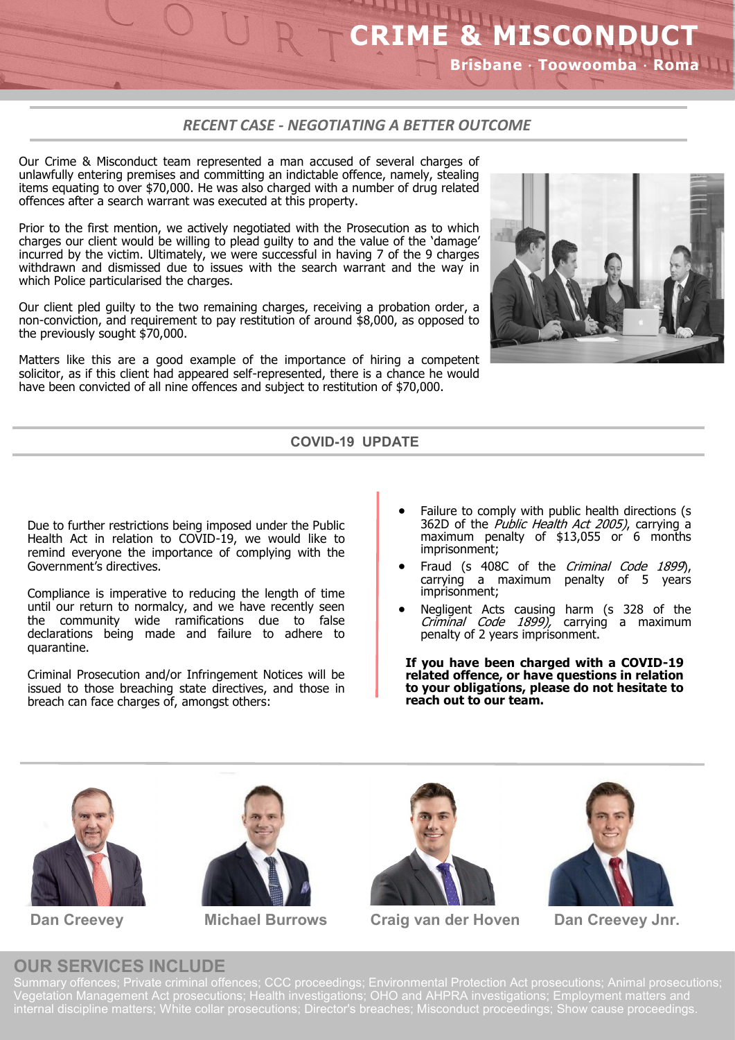# CRIME & MISCONDUCT

**Brisbane · Toowoomba · Roma**

## *RECENT CASE - NEGOTIATING A BETTER OUTCOME*

Our Crime & Misconduct team represented a man accused of several charges of unlawfully entering premises and committing an indictable offence, namely, stealing items equating to over $70,000. He was also charged with a number of drug related offences after a search warrant was executed at this property.

Prior to the first mention, we actively negotiated with the Prosecution as to which charges our client would be willing to plead guilty to and the value of the 'damage' incurred by the victim. Ultimately, we were successful in having 7 of the 9 charges withdrawn and dismissed due to issues with the search warrant and the way in which Police particularised the charges.

Our client pled guilty to the two remaining charges, receiving a probation order, a non-conviction, and requirement to pay restitution of around $8,000, as opposed to the previously sought $70,000.

Matters like this are a good example of the importance of hiring a competent solicitor, as if this client had appeared self-represented, there is a chance he would have been convicted of all nine offences and subject to restitution of $70,000.

## COVID-19 UPDATE

Due to further restrictions being imposed under the Public Health Act in relation to COVID-19, we would like to remind everyone the importance of complying with the Government's directives.

Compliance is imperative to reducing the length of time until our return to normalcy, and we have recently seen the community wide ramifications due to false declarations being made and failure to adhere to quarantine.

Criminal Prosecution and/or Infringement Notices will be issued to those breaching state directives, and those in breach can face charges of, amongst others:

- Failure to comply with public health directions (s 362D of the *Public Health Act 2005)*, carrying a maximum penalty of $13,055 or 6 months imprisonment;
- Fraud (s 408C of the *Criminal Code 1899*), carrying a maximum penalty of 5 years imprisonment;
- Negligent Acts causing harm (s 328 of the *Criminal Code 1899),* carrying a maximum penalty of 2 years imprisonment.

**If you have been charged with a COVID-19 related offence, or have questions in relation to your obligations, please do not hesitate to reach out to our team.**

Dan Creevey

Michael Burrows

Craig van der Hoven

Dan Creevey Jnr.

## OUR SERVICES INCLUDE

Summary offences; Private criminal offences; CCC proceedings; Environmental Protection Act prosecutions; Animal prosecutions; Vegetation Management Act prosecutions; Health investigations; OHO and AHPRA investigations; Employment matters and internal discipline matters; White collar prosecutions; Director's breaches; Misconduct proceedings; Show cause proceedings.